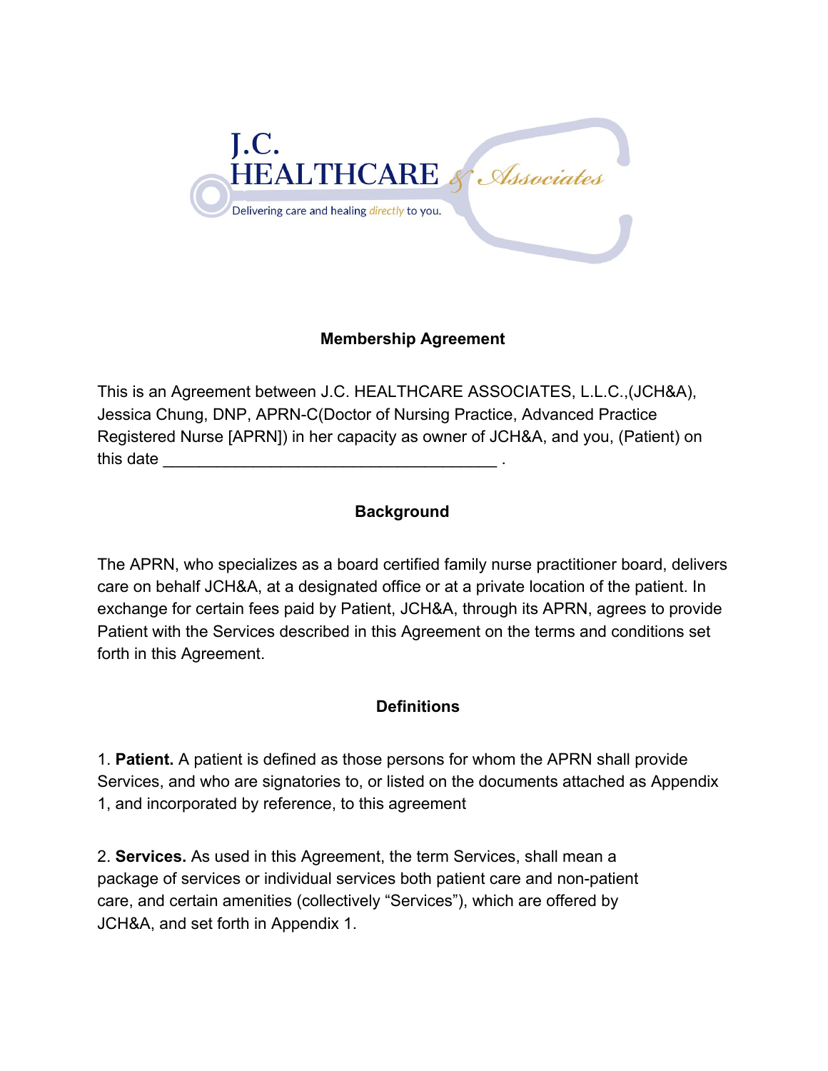J.C.
HEALTHCARE & Associates

Delivering care and healing *directly* to you.

## Membership Agreement

This is an Agreement between J.C. HEALTHCARE ASSOCIATES, L.L.C.,(JCH&A), Jessica Chung, DNP, APRN-C(Doctor of Nursing Practice, Advanced Practice Registered Nurse [APRN]) in her capacity as owner of JCH&A, and you, (Patient) on this date ______________________________________ .

## Background

The APRN, who specializes as a board certified family nurse practitioner board, delivers care on behalf JCH&A, at a designated office or at a private location of the patient. In exchange for certain fees paid by Patient, JCH&A, through its APRN, agrees to provide Patient with the Services described in this Agreement on the terms and conditions set forth in this Agreement.

## Definitions

1. **Patient.** A patient is defined as those persons for whom the APRN shall provide Services, and who are signatories to, or listed on the documents attached as Appendix 1, and incorporated by reference, to this agreement

2. **Services.** As used in this Agreement, the term Services, shall mean a package of services or individual services both patient care and non-patient care, and certain amenities (collectively “Services”), which are offered by JCH&A, and set forth in Appendix 1.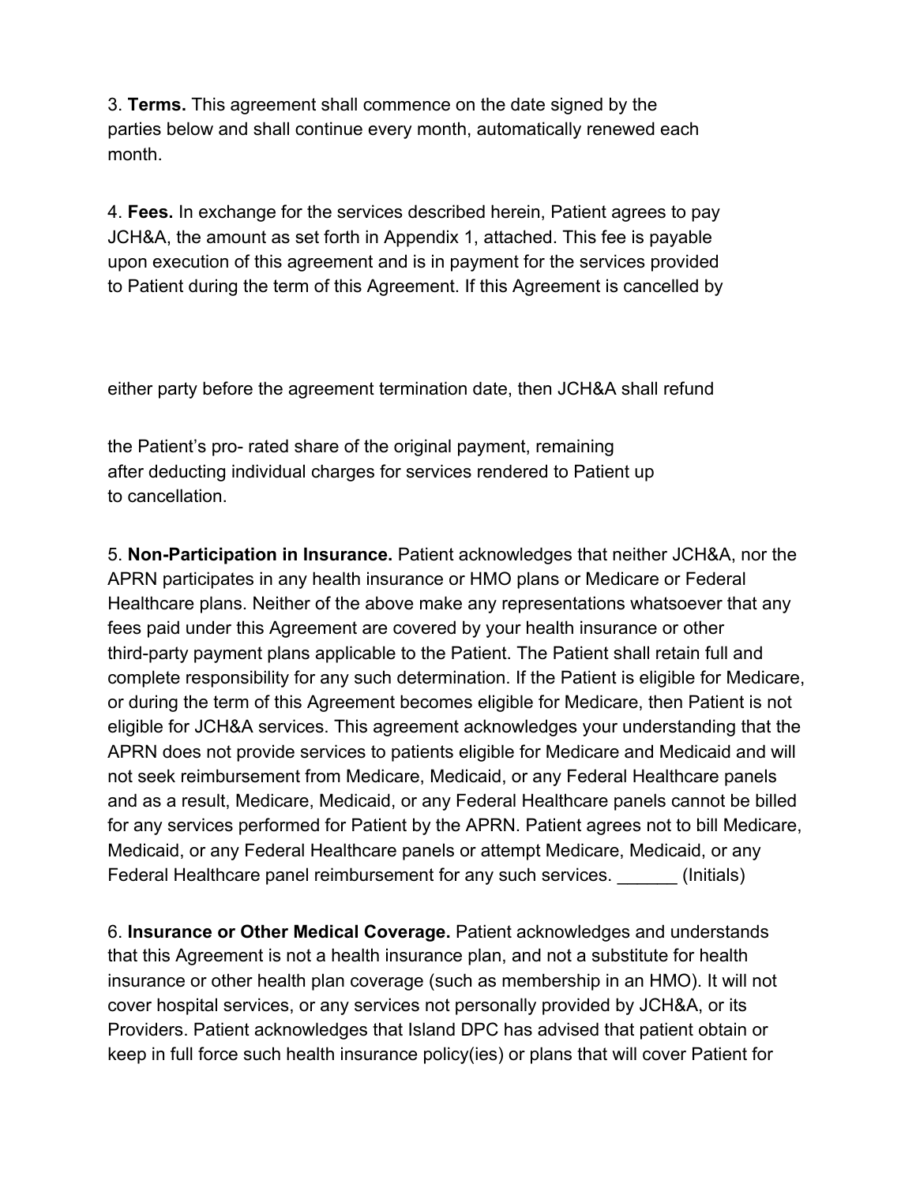3. **Terms.** This agreement shall commence on the date signed by the parties below and shall continue every month, automatically renewed each month.

4. **Fees.** In exchange for the services described herein, Patient agrees to pay JCH&A, the amount as set forth in Appendix 1, attached. This fee is payable upon execution of this agreement and is in payment for the services provided to Patient during the term of this Agreement. If this Agreement is cancelled by either party before the agreement termination date, then JCH&A shall refund the Patient's pro- rated share of the original payment, remaining after deducting individual charges for services rendered to Patient up to cancellation.

5. **Non-Participation in Insurance.** Patient acknowledges that neither JCH&A, nor the APRN participates in any health insurance or HMO plans or Medicare or Federal Healthcare plans. Neither of the above make any representations whatsoever that any fees paid under this Agreement are covered by your health insurance or other third-party payment plans applicable to the Patient. The Patient shall retain full and complete responsibility for any such determination. If the Patient is eligible for Medicare, or during the term of this Agreement becomes eligible for Medicare, then Patient is not eligible for JCH&A services. This agreement acknowledges your understanding that the APRN does not provide services to patients eligible for Medicare and Medicaid and will not seek reimbursement from Medicare, Medicaid, or any Federal Healthcare panels and as a result, Medicare, Medicaid, or any Federal Healthcare panels cannot be billed for any services performed for Patient by the APRN. Patient agrees not to bill Medicare, Medicaid, or any Federal Healthcare panels or attempt Medicare, Medicaid, or any Federal Healthcare panel reimbursement for any such services. ______ (Initials)

6. **Insurance or Other Medical Coverage.** Patient acknowledges and understands that this Agreement is not a health insurance plan, and not a substitute for health insurance or other health plan coverage (such as membership in an HMO). It will not cover hospital services, or any services not personally provided by JCH&A, or its Providers. Patient acknowledges that Island DPC has advised that patient obtain or keep in full force such health insurance policy(ies) or plans that will cover Patient for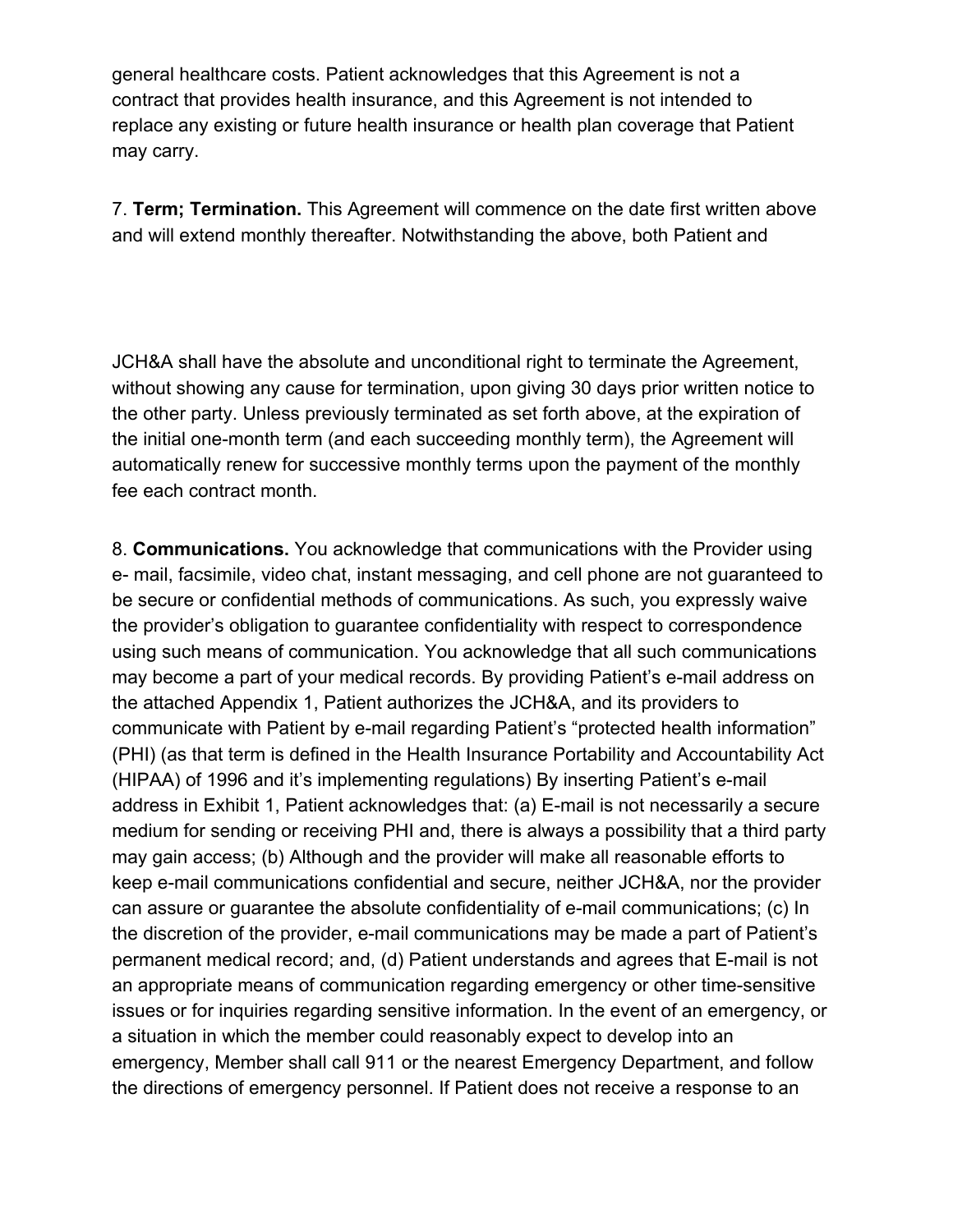general healthcare costs. Patient acknowledges that this Agreement is not a contract that provides health insurance, and this Agreement is not intended to replace any existing or future health insurance or health plan coverage that Patient may carry.

7. **Term; Termination.** This Agreement will commence on the date first written above and will extend monthly thereafter. Notwithstanding the above, both Patient and JCH&A shall have the absolute and unconditional right to terminate the Agreement, without showing any cause for termination, upon giving 30 days prior written notice to the other party. Unless previously terminated as set forth above, at the expiration of the initial one-month term (and each succeeding monthly term), the Agreement will automatically renew for successive monthly terms upon the payment of the monthly fee each contract month.

8. **Communications.** You acknowledge that communications with the Provider using e- mail, facsimile, video chat, instant messaging, and cell phone are not guaranteed to be secure or confidential methods of communications. As such, you expressly waive the provider's obligation to guarantee confidentiality with respect to correspondence using such means of communication. You acknowledge that all such communications may become a part of your medical records. By providing Patient's e-mail address on the attached Appendix 1, Patient authorizes the JCH&A, and its providers to communicate with Patient by e-mail regarding Patient's "protected health information" (PHI) (as that term is defined in the Health Insurance Portability and Accountability Act (HIPAA) of 1996 and it's implementing regulations) By inserting Patient's e-mail address in Exhibit 1, Patient acknowledges that: (a) E-mail is not necessarily a secure medium for sending or receiving PHI and, there is always a possibility that a third party may gain access; (b) Although and the provider will make all reasonable efforts to keep e-mail communications confidential and secure, neither JCH&A, nor the provider can assure or guarantee the absolute confidentiality of e-mail communications; (c) In the discretion of the provider, e-mail communications may be made a part of Patient's permanent medical record; and, (d) Patient understands and agrees that E-mail is not an appropriate means of communication regarding emergency or other time-sensitive issues or for inquiries regarding sensitive information. In the event of an emergency, or a situation in which the member could reasonably expect to develop into an emergency, Member shall call 911 or the nearest Emergency Department, and follow the directions of emergency personnel. If Patient does not receive a response to an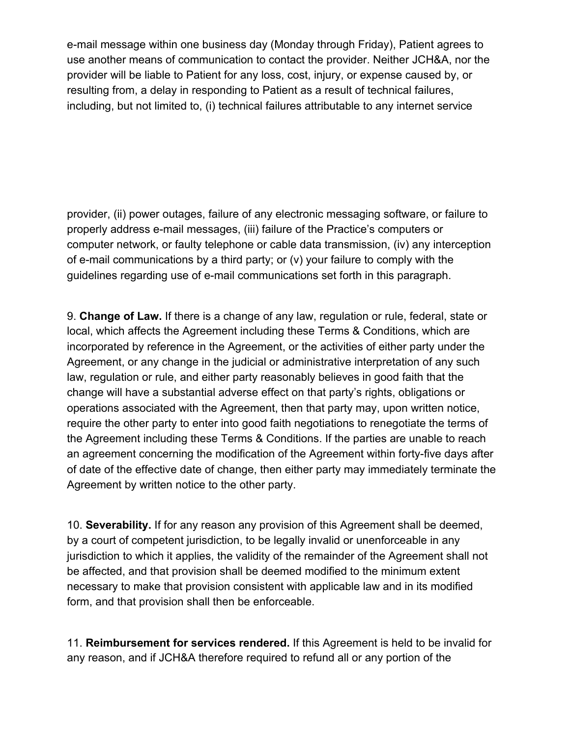e-mail message within one business day (Monday through Friday), Patient agrees to use another means of communication to contact the provider. Neither JCH&A, nor the provider will be liable to Patient for any loss, cost, injury, or expense caused by, or resulting from, a delay in responding to Patient as a result of technical failures, including, but not limited to, (i) technical failures attributable to any internet service provider, (ii) power outages, failure of any electronic messaging software, or failure to properly address e-mail messages, (iii) failure of the Practice's computers or computer network, or faulty telephone or cable data transmission, (iv) any interception of e-mail communications by a third party; or (v) your failure to comply with the guidelines regarding use of e-mail communications set forth in this paragraph.

9. **Change of Law.** If there is a change of any law, regulation or rule, federal, state or local, which affects the Agreement including these Terms & Conditions, which are incorporated by reference in the Agreement, or the activities of either party under the Agreement, or any change in the judicial or administrative interpretation of any such law, regulation or rule, and either party reasonably believes in good faith that the change will have a substantial adverse effect on that party's rights, obligations or operations associated with the Agreement, then that party may, upon written notice, require the other party to enter into good faith negotiations to renegotiate the terms of the Agreement including these Terms & Conditions. If the parties are unable to reach an agreement concerning the modification of the Agreement within forty-five days after of date of the effective date of change, then either party may immediately terminate the Agreement by written notice to the other party.

10. **Severability.** If for any reason any provision of this Agreement shall be deemed, by a court of competent jurisdiction, to be legally invalid or unenforceable in any jurisdiction to which it applies, the validity of the remainder of the Agreement shall not be affected, and that provision shall be deemed modified to the minimum extent necessary to make that provision consistent with applicable law and in its modified form, and that provision shall then be enforceable.

11. **Reimbursement for services rendered.** If this Agreement is held to be invalid for any reason, and if JCH&A therefore required to refund all or any portion of the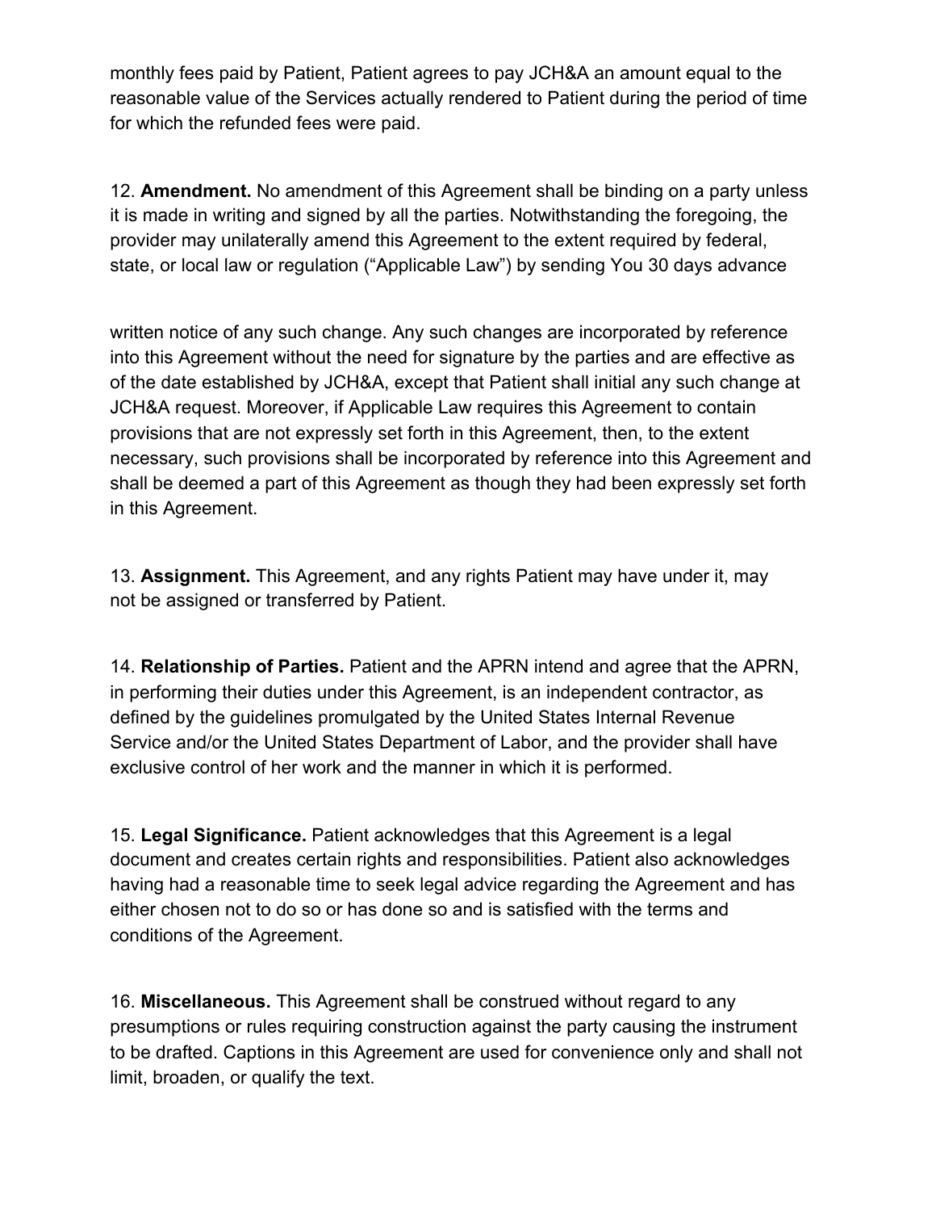monthly fees paid by Patient, Patient agrees to pay JCH&A an amount equal to the reasonable value of the Services actually rendered to Patient during the period of time for which the refunded fees were paid.

12. **Amendment.** No amendment of this Agreement shall be binding on a party unless it is made in writing and signed by all the parties. Notwithstanding the foregoing, the provider may unilaterally amend this Agreement to the extent required by federal, state, or local law or regulation ("Applicable Law") by sending You 30 days advance

written notice of any such change. Any such changes are incorporated by reference into this Agreement without the need for signature by the parties and are effective as of the date established by JCH&A, except that Patient shall initial any such change at JCH&A request. Moreover, if Applicable Law requires this Agreement to contain provisions that are not expressly set forth in this Agreement, then, to the extent necessary, such provisions shall be incorporated by reference into this Agreement and shall be deemed a part of this Agreement as though they had been expressly set forth in this Agreement.

13. **Assignment.** This Agreement, and any rights Patient may have under it, may not be assigned or transferred by Patient.

14. **Relationship of Parties.** Patient and the APRN intend and agree that the APRN, in performing their duties under this Agreement, is an independent contractor, as defined by the guidelines promulgated by the United States Internal Revenue Service and/or the United States Department of Labor, and the provider shall have exclusive control of her work and the manner in which it is performed.

15. **Legal Significance.** Patient acknowledges that this Agreement is a legal document and creates certain rights and responsibilities. Patient also acknowledges having had a reasonable time to seek legal advice regarding the Agreement and has either chosen not to do so or has done so and is satisfied with the terms and conditions of the Agreement.

16. **Miscellaneous.** This Agreement shall be construed without regard to any presumptions or rules requiring construction against the party causing the instrument to be drafted. Captions in this Agreement are used for convenience only and shall not limit, broaden, or qualify the text.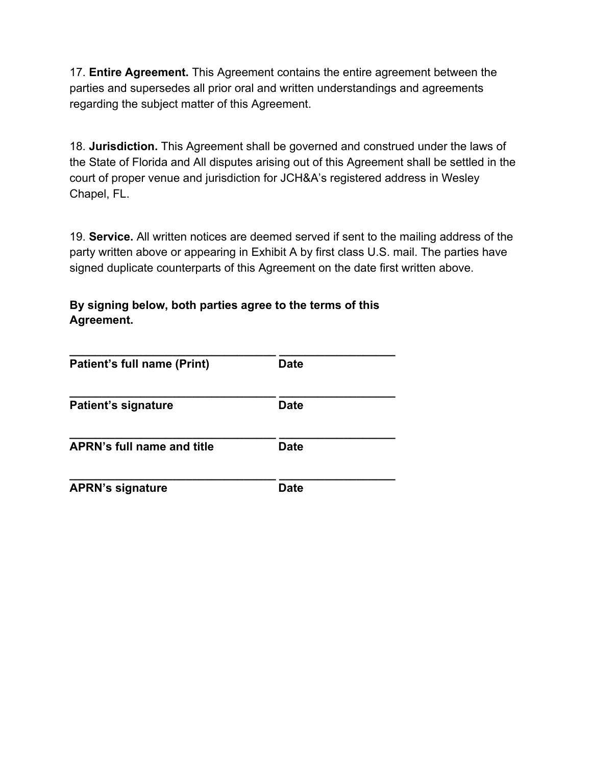17. **Entire Agreement.** This Agreement contains the entire agreement between the parties and supersedes all prior oral and written understandings and agreements regarding the subject matter of this Agreement.

18. **Jurisdiction.** This Agreement shall be governed and construed under the laws of the State of Florida and All disputes arising out of this Agreement shall be settled in the court of proper venue and jurisdiction for JCH&A's registered address in Wesley Chapel, FL.

19. **Service.** All written notices are deemed served if sent to the mailing address of the party written above or appearing in Exhibit A by first class U.S. mail. The parties have signed duplicate counterparts of this Agreement on the date first written above.

**By signing below, both parties agree to the terms of this Agreement.**

________________________________ __________________
**Patient's full name (Print)** **Date**

________________________________ __________________
**Patient's signature** **Date**

________________________________ __________________
**APRN's full name and title** **Date**

________________________________ __________________
**APRN's signature** **Date**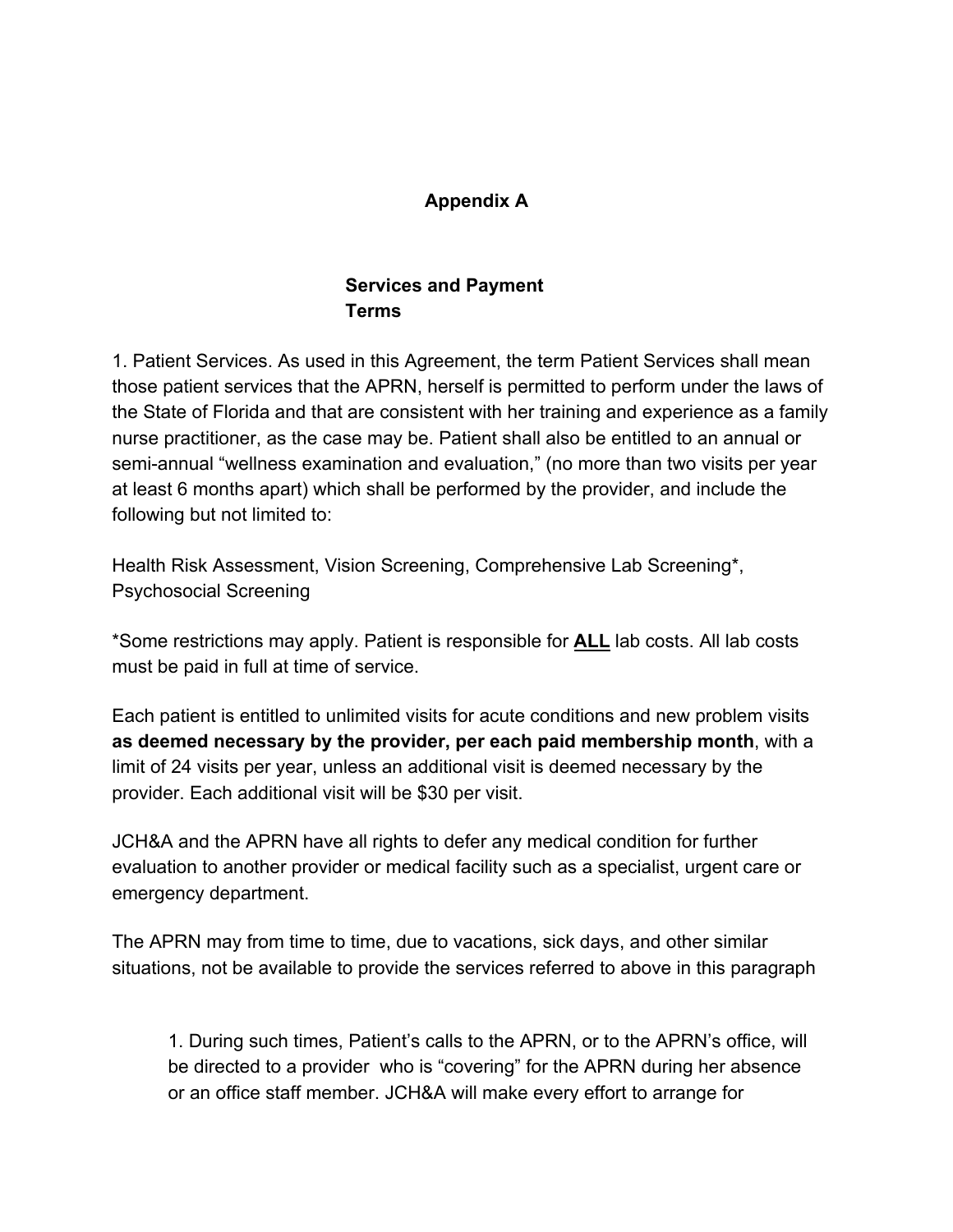## Appendix A

### Services and Payment Terms

1. Patient Services. As used in this Agreement, the term Patient Services shall mean those patient services that the APRN, herself is permitted to perform under the laws of the State of Florida and that are consistent with her training and experience as a family nurse practitioner, as the case may be. Patient shall also be entitled to an annual or semi-annual "wellness examination and evaluation," (no more than two visits per year at least 6 months apart) which shall be performed by the provider, and include the following but not limited to:

Health Risk Assessment, Vision Screening, Comprehensive Lab Screening*, Psychosocial Screening

*Some restrictions may apply. Patient is responsible for **ALL** lab costs. All lab costs must be paid in full at time of service.

Each patient is entitled to unlimited visits for acute conditions and new problem visits **as deemed necessary by the provider, per each paid membership month**, with a limit of 24 visits per year, unless an additional visit is deemed necessary by the provider. Each additional visit will be $30 per visit.

JCH&A and the APRN have all rights to defer any medical condition for further evaluation to another provider or medical facility such as a specialist, urgent care or emergency department.

The APRN may from time to time, due to vacations, sick days, and other similar situations, not be available to provide the services referred to above in this paragraph

1. During such times, Patient's calls to the APRN, or to the APRN's office, will be directed to a provider who is "covering" for the APRN during her absence or an office staff member. JCH&A will make every effort to arrange for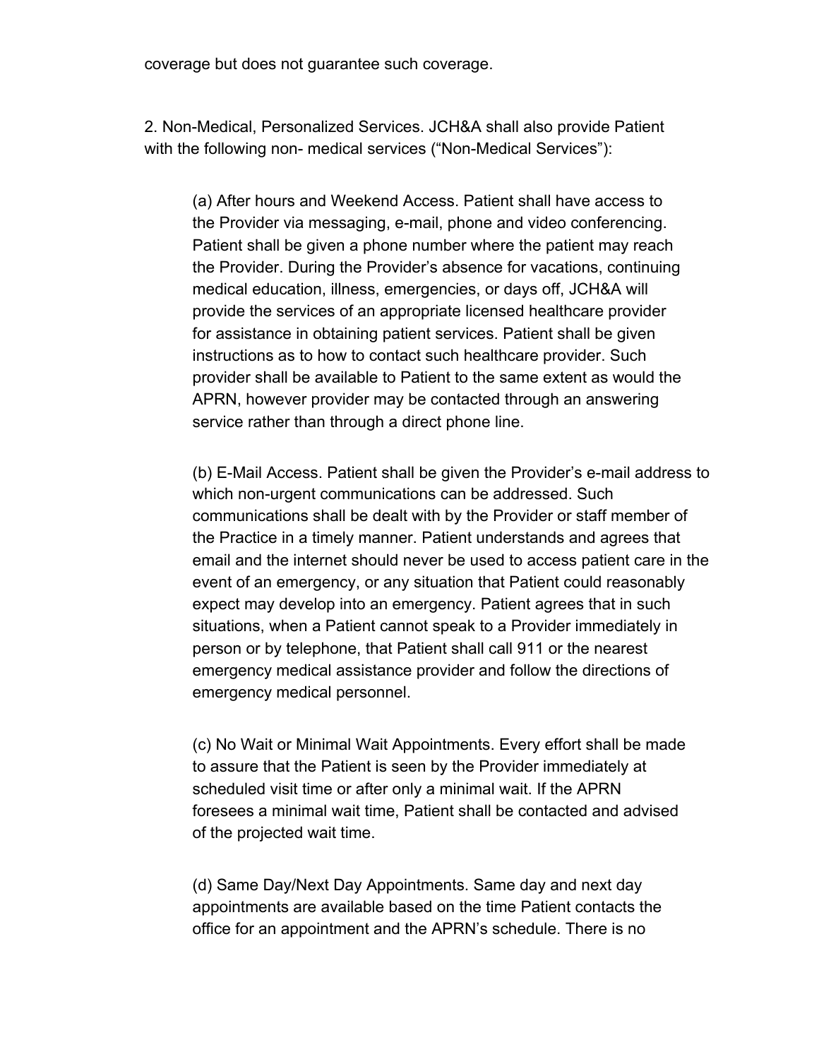coverage but does not guarantee such coverage.

2. Non-Medical, Personalized Services. JCH&A shall also provide Patient with the following non- medical services ("Non-Medical Services"):

(a) After hours and Weekend Access. Patient shall have access to the Provider via messaging, e-mail, phone and video conferencing. Patient shall be given a phone number where the patient may reach the Provider. During the Provider's absence for vacations, continuing medical education, illness, emergencies, or days off, JCH&A will provide the services of an appropriate licensed healthcare provider for assistance in obtaining patient services. Patient shall be given instructions as to how to contact such healthcare provider. Such provider shall be available to Patient to the same extent as would the APRN, however provider may be contacted through an answering service rather than through a direct phone line.

(b) E-Mail Access. Patient shall be given the Provider's e-mail address to which non-urgent communications can be addressed. Such communications shall be dealt with by the Provider or staff member of the Practice in a timely manner. Patient understands and agrees that email and the internet should never be used to access patient care in the event of an emergency, or any situation that Patient could reasonably expect may develop into an emergency. Patient agrees that in such situations, when a Patient cannot speak to a Provider immediately in person or by telephone, that Patient shall call 911 or the nearest emergency medical assistance provider and follow the directions of emergency medical personnel.

(c) No Wait or Minimal Wait Appointments. Every effort shall be made to assure that the Patient is seen by the Provider immediately at scheduled visit time or after only a minimal wait. If the APRN foresees a minimal wait time, Patient shall be contacted and advised of the projected wait time.

(d) Same Day/Next Day Appointments. Same day and next day appointments are available based on the time Patient contacts the office for an appointment and the APRN's schedule. There is no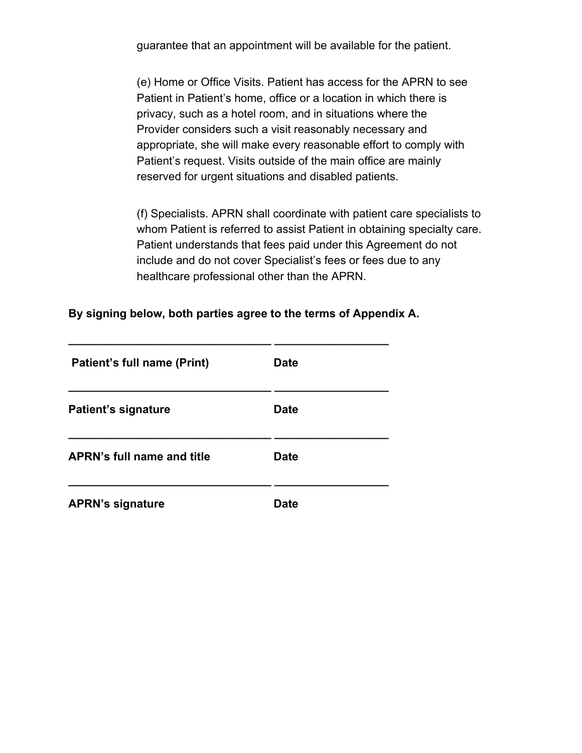guarantee that an appointment will be available for the patient.

(e) Home or Office Visits. Patient has access for the APRN to see Patient in Patient's home, office or a location in which there is privacy, such as a hotel room, and in situations where the Provider considers such a visit reasonably necessary and appropriate, she will make every reasonable effort to comply with Patient's request. Visits outside of the main office are mainly reserved for urgent situations and disabled patients.

(f) Specialists. APRN shall coordinate with patient care specialists to whom Patient is referred to assist Patient in obtaining specialty care. Patient understands that fees paid under this Agreement do not include and do not cover Specialist's fees or fees due to any healthcare professional other than the APRN.

**By signing below, both parties agree to the terms of Appendix A.**

________________________________ _________________

**Patient's full name (Print)** **Date**

________________________________ _________________

**Patient's signature** **Date**

________________________________ _________________

**APRN's full name and title** **Date**

________________________________ _________________

**APRN's signature** **Date**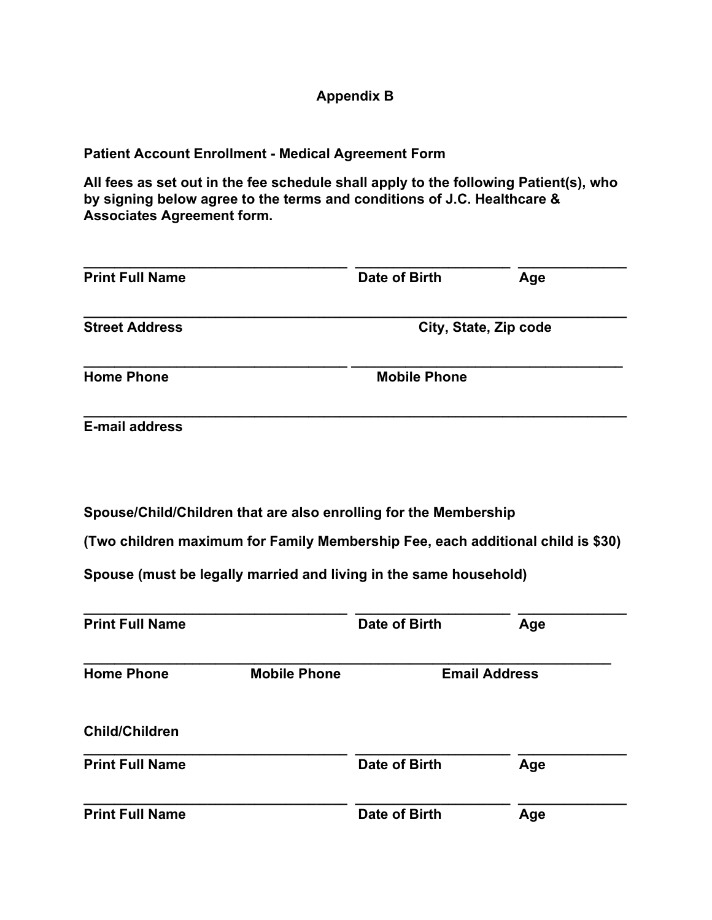# Appendix B

**Patient Account Enrollment - Medical Agreement Form**

**All fees as set out in the fee schedule shall apply to the following Patient(s), who by signing below agree to the terms and conditions of J.C. Healthcare & Associates Agreement form.**

_______________________________________ _______________________ ________________
**Print Full Name** **Date of Birth** **Age**

________________________________________________________________________________
**Street Address** **City, State, Zip code**

_______________________________________ ________________________________________
**Home Phone** **Mobile Phone**

________________________________________________________________________________
**E-mail address**

**Spouse/Child/Children that are also enrolling for the Membership**

**(Two children maximum for Family Membership Fee, each additional child is $30)**

**Spouse (must be legally married and living in the same household)**

_______________________________________ _______________________ ________________
**Print Full Name** **Date of Birth** **Age**

______________________________________________________________________________
**Home Phone** **Mobile Phone** **Email Address**

**Child/Children**

_______________________________________ _______________________ ________________
**Print Full Name** **Date of Birth** **Age**

_______________________________________ _______________________ ________________
**Print Full Name** **Date of Birth** **Age**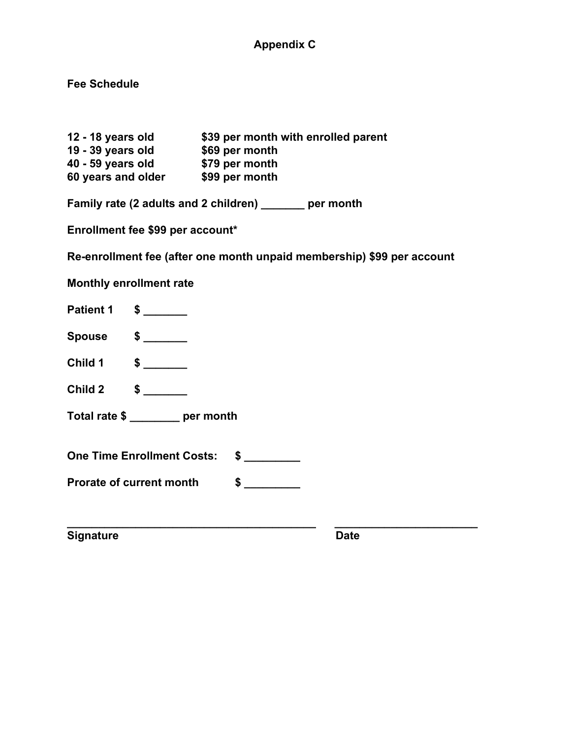# Appendix C

**Fee Schedule**

| | |
|---|---|
| **12 - 18 years old** | **$39 per month with enrolled parent** |
| **19 - 39 years old** | **$69 per month** |
| **40 - 59 years old** | **$79 per month** |
| **60 years and older** | **$99 per month** |

**Family rate (2 adults and 2 children) _______ per month**

**Enrollment fee $99 per account***

**Re-enrollment fee (after one month unpaid membership) $99 per account**

**Monthly enrollment rate**

**Patient 1 $ _______**

**Spouse $ _______**

**Child 1 $ _______**

**Child 2 $ _______**

**Total rate $ ________ per month**

**One Time Enrollment Costs: $ _________**

**Prorate of current month $ _________**

**________________________________________ _______________________**

**Signature Date**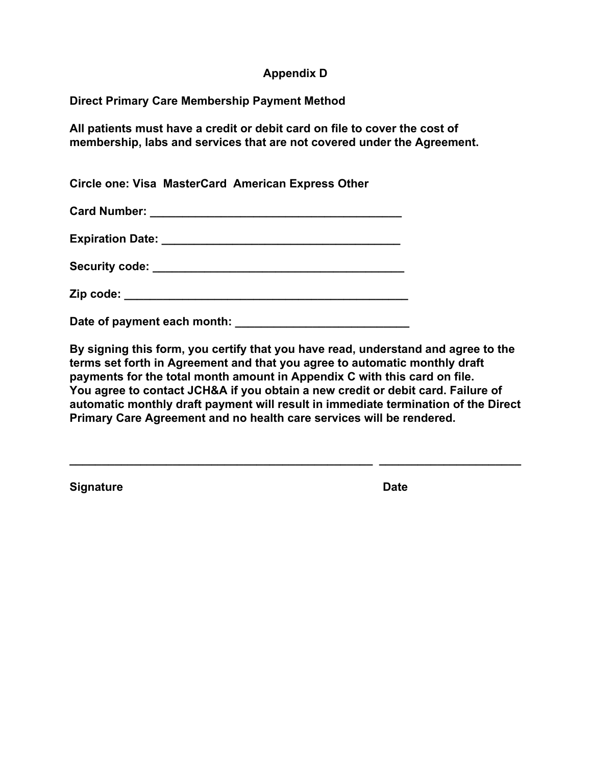# Appendix D

**Direct Primary Care Membership Payment Method**

**All patients must have a credit or debit card on file to cover the cost of membership, labs and services that are not covered under the Agreement.**

**Circle one: Visa  MasterCard  American Express Other**

**Card Number: _______________________________________**

**Expiration Date: ____________________________________**

**Security code: _______________________________________**

**Zip code: ____________________________________________**

**Date of payment each month: ___________________________**

**By signing this form, you certify that you have read, understand and agree to the terms set forth in Agreement and that you agree to automatic monthly draft payments for the total month amount in Appendix C with this card on file. You agree to contact JCH&A if you obtain a new credit or debit card. Failure of automatic monthly draft payment will result in immediate termination of the Direct Primary Care Agreement and no health care services will be rendered.**

_______________________________________________  ______________________

**Signature**                                                                                    **Date**